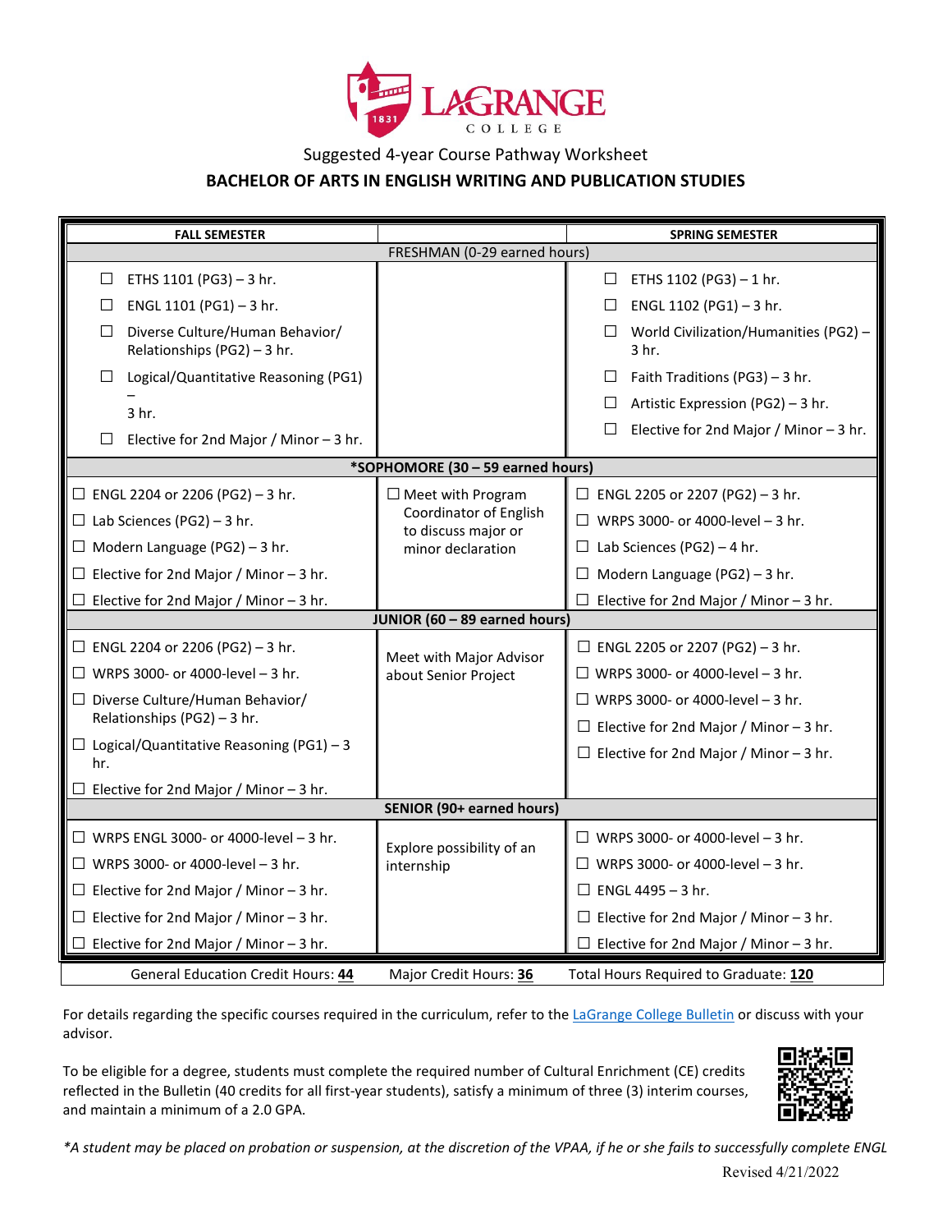# LaGrange College

Suggested 4-year Course Pathway Worksheet

## BACHELOR OF ARTS IN ENGLISH WRITING AND PUBLICATION STUDIES

| FALL SEMESTER | | SPRING SEMESTER |
|---|---|---|
| **FRESHMAN (0-29 earned hours)** | | |
| ☐ ETHS 1101 (PG3) – 3 hr.<br>☐ ENGL 1101 (PG1) – 3 hr.<br>☐ Diverse Culture/Human Behavior/ Relationships (PG2) – 3 hr.<br>☐ Logical/Quantitative Reasoning (PG1) – 3 hr.<br>☐ Elective for 2nd Major / Minor – 3 hr. | | ☐ ETHS 1102 (PG3) – 1 hr.<br>☐ ENGL 1102 (PG1) – 3 hr.<br>☐ World Civilization/Humanities (PG2) – 3 hr.<br>☐ Faith Traditions (PG3) – 3 hr.<br>☐ Artistic Expression (PG2) – 3 hr.<br>☐ Elective for 2nd Major / Minor – 3 hr. |
| **\*SOPHOMORE (30 – 59 earned hours)** | | |
| ☐ ENGL 2204 or 2206 (PG2) – 3 hr.<br>☐ Lab Sciences (PG2) – 3 hr.<br>☐ Modern Language (PG2) – 3 hr.<br>☐ Elective for 2nd Major / Minor – 3 hr.<br>☐ Elective for 2nd Major / Minor – 3 hr. | ☐ Meet with Program Coordinator of English to discuss major or minor declaration | ☐ ENGL 2205 or 2207 (PG2) – 3 hr.<br>☐ WRPS 3000- or 4000-level – 3 hr.<br>☐ Lab Sciences (PG2) – 4 hr.<br>☐ Modern Language (PG2) – 3 hr.<br>☐ Elective for 2nd Major / Minor – 3 hr. |
| **JUNIOR (60 – 89 earned hours)** | | |
| ☐ ENGL 2204 or 2206 (PG2) – 3 hr.<br>☐ WRPS 3000- or 4000-level – 3 hr.<br>☐ Diverse Culture/Human Behavior/ Relationships (PG2) – 3 hr.<br>☐ Logical/Quantitative Reasoning (PG1) – 3 hr.<br>☐ Elective for 2nd Major / Minor – 3 hr. | Meet with Major Advisor about Senior Project | ☐ ENGL 2205 or 2207 (PG2) – 3 hr.<br>☐ WRPS 3000- or 4000-level – 3 hr.<br>☐ WRPS 3000- or 4000-level – 3 hr.<br>☐ Elective for 2nd Major / Minor – 3 hr.<br>☐ Elective for 2nd Major / Minor – 3 hr. |
| **SENIOR (90+ earned hours)** | | |
| ☐ WRPS ENGL 3000- or 4000-level – 3 hr.<br>☐ WRPS 3000- or 4000-level – 3 hr.<br>☐ Elective for 2nd Major / Minor – 3 hr.<br>☐ Elective for 2nd Major / Minor – 3 hr.<br>☐ Elective for 2nd Major / Minor – 3 hr. | Explore possibility of an internship | ☐ WRPS 3000- or 4000-level – 3 hr.<br>☐ WRPS 3000- or 4000-level – 3 hr.<br>☐ ENGL 4495 – 3 hr.<br>☐ Elective for 2nd Major / Minor – 3 hr.<br>☐ Elective for 2nd Major / Minor – 3 hr. |
| General Education Credit Hours: **44** | Major Credit Hours: **36** | Total Hours Required to Graduate: **120** |

For details regarding the specific courses required in the curriculum, refer to the LaGrange College Bulletin or discuss with your advisor.

To be eligible for a degree, students must complete the required number of Cultural Enrichment (CE) credits reflected in the Bulletin (40 credits for all first-year students), satisfy a minimum of three (3) interim courses, and maintain a minimum of a 2.0 GPA.

*\*A student may be placed on probation or suspension, at the discretion of the VPAA, if he or she fails to successfully complete ENGL*

Revised 4/21/2022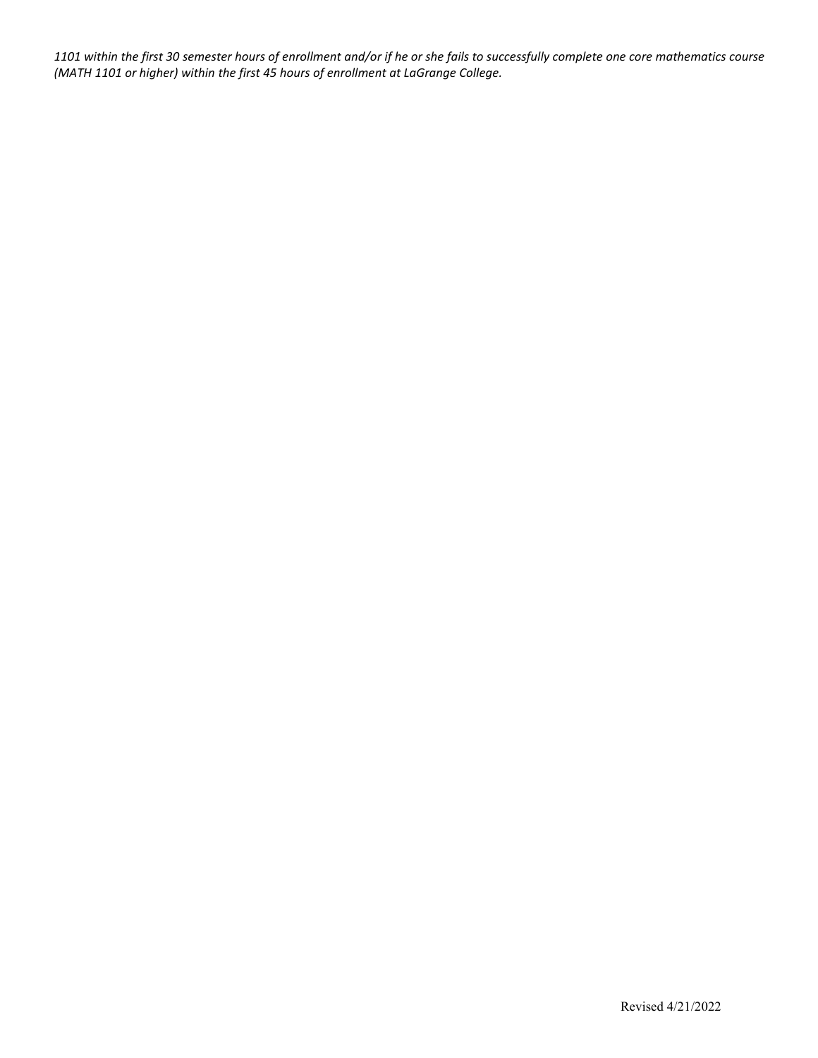*1101 within the first 30 semester hours of enrollment and/or if he or she fails to successfully complete one core mathematics course (MATH 1101 or higher) within the first 45 hours of enrollment at LaGrange College.*

Revised 4/21/2022